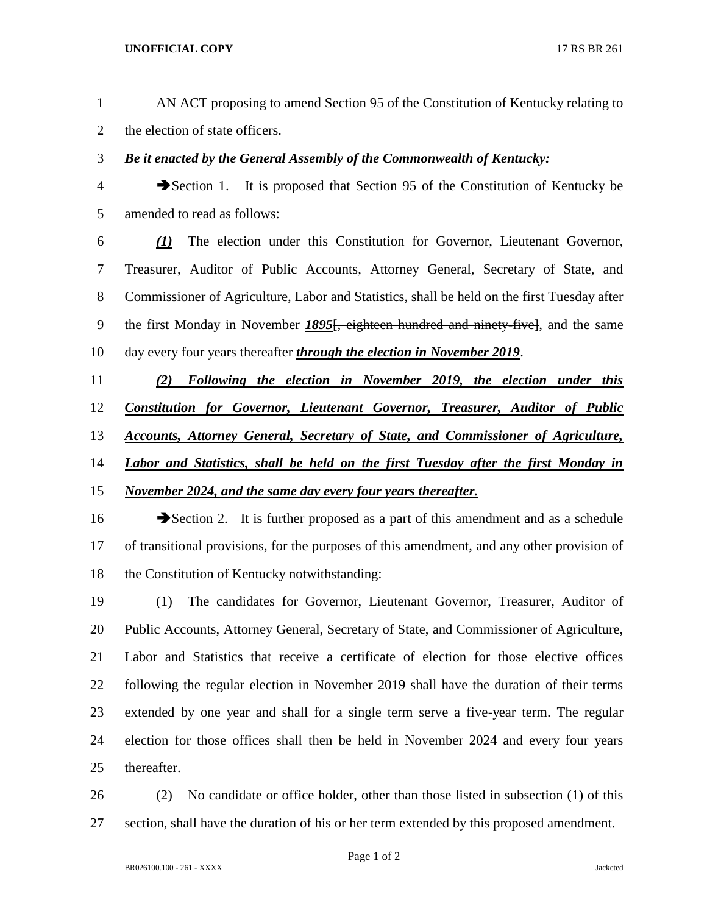AN ACT proposing to amend Section 95 of the Constitution of Kentucky relating to the election of state officers.

***Be it enacted by the General Assembly of the Commonwealth of Kentucky:***

➔Section 1. It is proposed that Section 95 of the Constitution of Kentucky be amended to read as follows:

***(1)*** The election under this Constitution for Governor, Lieutenant Governor, Treasurer, Auditor of Public Accounts, Attorney General, Secretary of State, and Commissioner of Agriculture, Labor and Statistics, shall be held on the first Tuesday after the first Monday in November ***1895***[~~, eighteen hundred and ninety-five~~], and the same day every four years thereafter ***through the election in November 2019***.

***(2) Following the election in November 2019, the election under this Constitution for Governor, Lieutenant Governor, Treasurer, Auditor of Public Accounts, Attorney General, Secretary of State, and Commissioner of Agriculture, Labor and Statistics, shall be held on the first Tuesday after the first Monday in November 2024, and the same day every four years thereafter.***

➔Section 2. It is further proposed as a part of this amendment and as a schedule of transitional provisions, for the purposes of this amendment, and any other provision of the Constitution of Kentucky notwithstanding:

(1) The candidates for Governor, Lieutenant Governor, Treasurer, Auditor of Public Accounts, Attorney General, Secretary of State, and Commissioner of Agriculture, Labor and Statistics that receive a certificate of election for those elective offices following the regular election in November 2019 shall have the duration of their terms extended by one year and shall for a single term serve a five-year term. The regular election for those offices shall then be held in November 2024 and every four years thereafter.

(2) No candidate or office holder, other than those listed in subsection (1) of this section, shall have the duration of his or her term extended by this proposed amendment.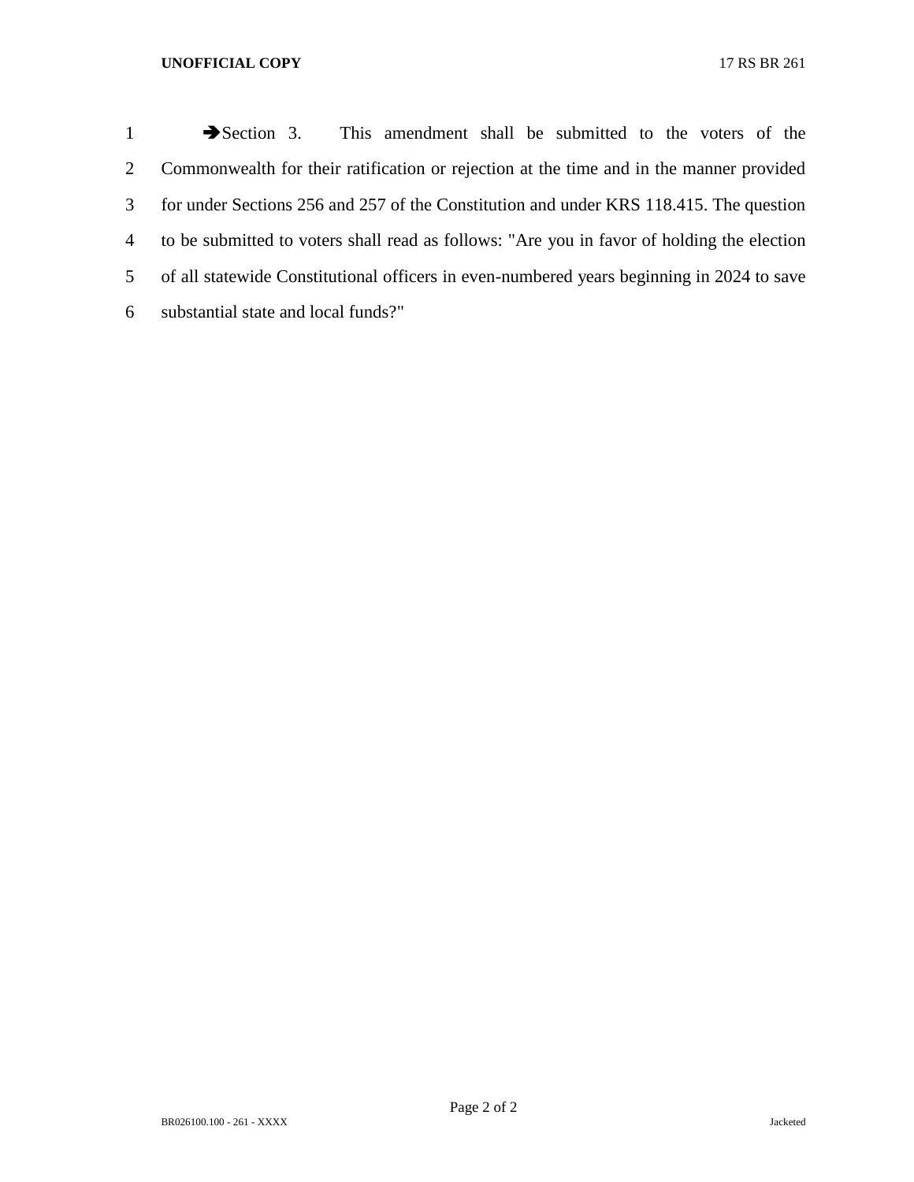➔Section 3. This amendment shall be submitted to the voters of the Commonwealth for their ratification or rejection at the time and in the manner provided for under Sections 256 and 257 of the Constitution and under KRS 118.415. The question to be submitted to voters shall read as follows: "Are you in favor of holding the election of all statewide Constitutional officers in even-numbered years beginning in 2024 to save substantial state and local funds?"